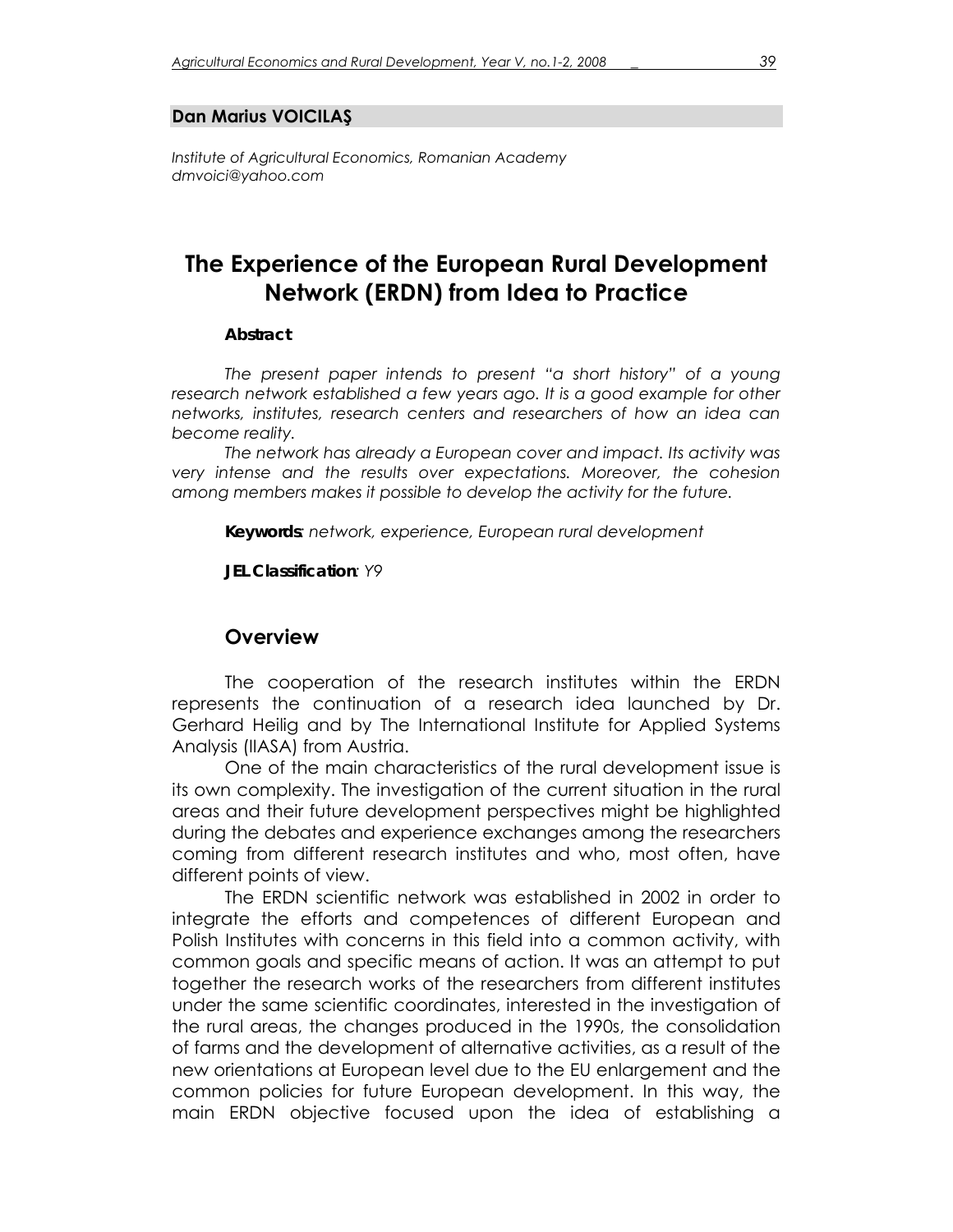**Dan Marius VOICILAŞ**

*Institute of Agricultural Economics, Romanian Academy*
*dmvoici@yahoo.com*

# The Experience of the European Rural Development Network (ERDN) from Idea to Practice

**Abstract**

*The present paper intends to present "a short history" of a young research network established a few years ago. It is a good example for other networks, institutes, research centers and researchers of how an idea can become reality.*

*The network has already a European cover and impact. Its activity was very intense and the results over expectations. Moreover, the cohesion among members makes it possible to develop the activity for the future.*

**Keywords**: *network, experience, European rural development*

**JEL Classification**: *Y9*

## Overview

The cooperation of the research institutes within the ERDN represents the continuation of a research idea launched by Dr. Gerhard Heilig and by The International Institute for Applied Systems Analysis (IIASA) from Austria.

One of the main characteristics of the rural development issue is its own complexity. The investigation of the current situation in the rural areas and their future development perspectives might be highlighted during the debates and experience exchanges among the researchers coming from different research institutes and who, most often, have different points of view.

The ERDN scientific network was established in 2002 in order to integrate the efforts and competences of different European and Polish Institutes with concerns in this field into a common activity, with common goals and specific means of action. It was an attempt to put together the research works of the researchers from different institutes under the same scientific coordinates, interested in the investigation of the rural areas, the changes produced in the 1990s, the consolidation of farms and the development of alternative activities, as a result of the new orientations at European level due to the EU enlargement and the common policies for future European development. In this way, the main ERDN objective focused upon the idea of establishing a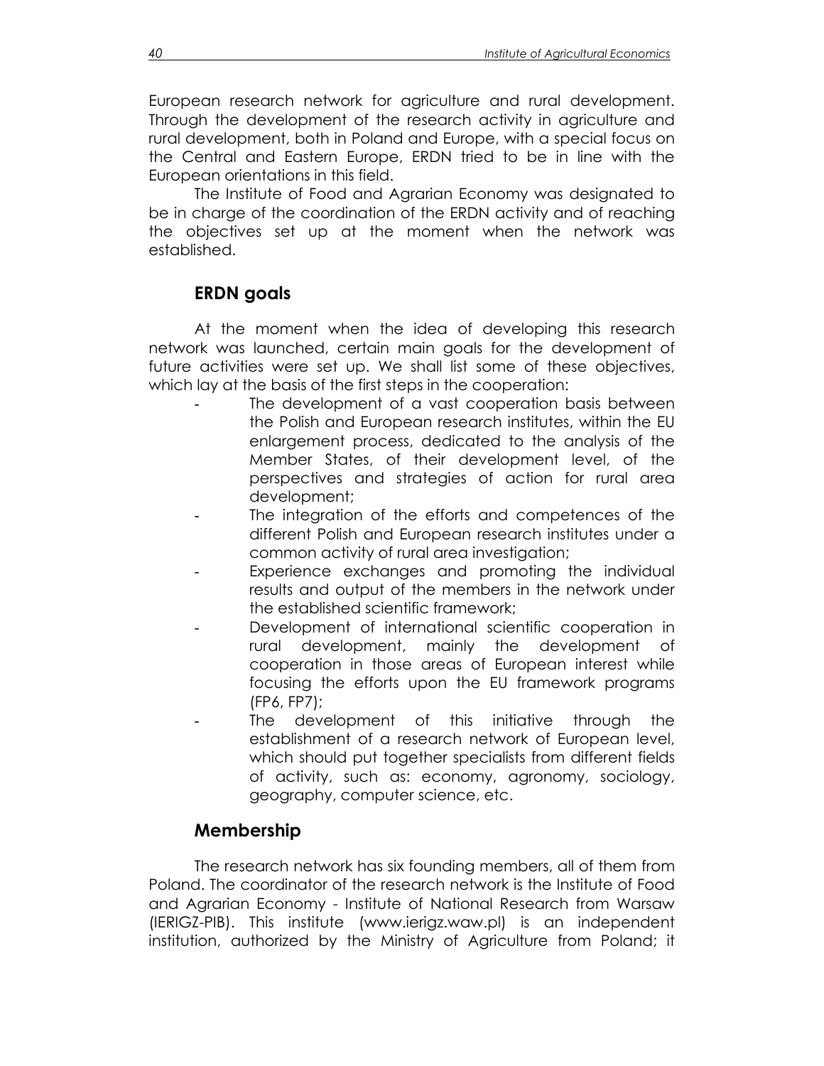European research network for agriculture and rural development. Through the development of the research activity in agriculture and rural development, both in Poland and Europe, with a special focus on the Central and Eastern Europe, ERDN tried to be in line with the European orientations in this field.

The Institute of Food and Agrarian Economy was designated to be in charge of the coordination of the ERDN activity and of reaching the objectives set up at the moment when the network was established.

## ERDN goals

At the moment when the idea of developing this research network was launched, certain main goals for the development of future activities were set up. We shall list some of these objectives, which lay at the basis of the first steps in the cooperation:

- The development of a vast cooperation basis between the Polish and European research institutes, within the EU enlargement process, dedicated to the analysis of the Member States, of their development level, of the perspectives and strategies of action for rural area development;
- The integration of the efforts and competences of the different Polish and European research institutes under a common activity of rural area investigation;
- Experience exchanges and promoting the individual results and output of the members in the network under the established scientific framework;
- Development of international scientific cooperation in rural development, mainly the development of cooperation in those areas of European interest while focusing the efforts upon the EU framework programs (FP6, FP7);
- The development of this initiative through the establishment of a research network of European level, which should put together specialists from different fields of activity, such as: economy, agronomy, sociology, geography, computer science, etc.

## Membership

The research network has six founding members, all of them from Poland. The coordinator of the research network is the Institute of Food and Agrarian Economy - Institute of National Research from Warsaw (IERIGZ-PIB). This institute (www.ierigz.waw.pl) is an independent institution, authorized by the Ministry of Agriculture from Poland; it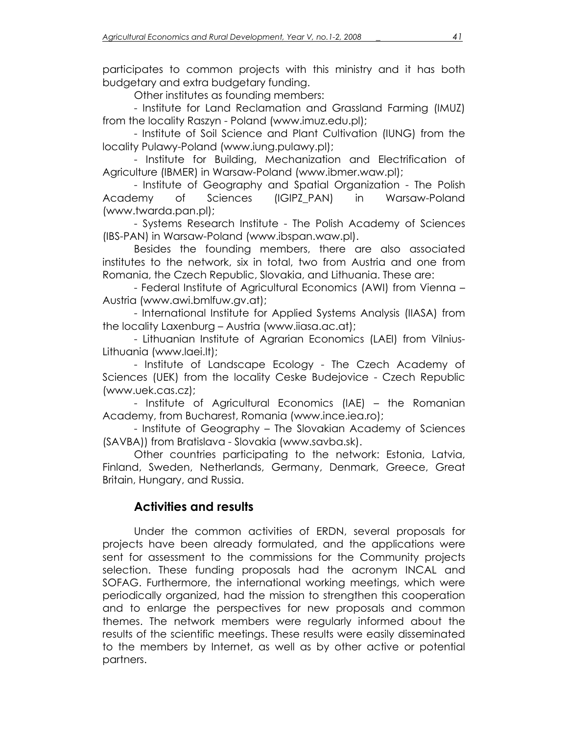participates to common projects with this ministry and it has both budgetary and extra budgetary funding.

Other institutes as founding members:

- Institute for Land Reclamation and Grassland Farming (IMUZ) from the locality Raszyn - Poland (www.imuz.edu.pl);
- Institute of Soil Science and Plant Cultivation (IUNG) from the locality Pulawy-Poland (www.iung.pulawy.pl);
- Institute for Building, Mechanization and Electrification of Agriculture (IBMER) in Warsaw-Poland (www.ibmer.waw.pl);
- Institute of Geography and Spatial Organization - The Polish Academy of Sciences (IGIPZ_PAN) in Warsaw-Poland (www.twarda.pan.pl);
- Systems Research Institute - The Polish Academy of Sciences (IBS-PAN) in Warsaw-Poland (www.ibspan.waw.pl).

Besides the founding members, there are also associated institutes to the network, six in total, two from Austria and one from Romania, the Czech Republic, Slovakia, and Lithuania. These are:

- Federal Institute of Agricultural Economics (AWI) from Vienna – Austria (www.awi.bmlfuw.gv.at);
- International Institute for Applied Systems Analysis (IIASA) from the locality Laxenburg – Austria (www.iiasa.ac.at);
- Lithuanian Institute of Agrarian Economics (LAEI) from Vilnius-Lithuania (www.laei.lt);
- Institute of Landscape Ecology - The Czech Academy of Sciences (UEK) from the locality Ceske Budejovice - Czech Republic (www.uek.cas.cz);
- Institute of Agricultural Economics (IAE) – the Romanian Academy, from Bucharest, Romania (www.ince.iea.ro);
- Institute of Geography – The Slovakian Academy of Sciences (SAVBA)) from Bratislava - Slovakia (www.savba.sk).

Other countries participating to the network: Estonia, Latvia, Finland, Sweden, Netherlands, Germany, Denmark, Greece, Great Britain, Hungary, and Russia.

## Activities and results

Under the common activities of ERDN, several proposals for projects have been already formulated, and the applications were sent for assessment to the commissions for the Community projects selection. These funding proposals had the acronym INCAL and SOFAG. Furthermore, the international working meetings, which were periodically organized, had the mission to strengthen this cooperation and to enlarge the perspectives for new proposals and common themes. The network members were regularly informed about the results of the scientific meetings. These results were easily disseminated to the members by Internet, as well as by other active or potential partners.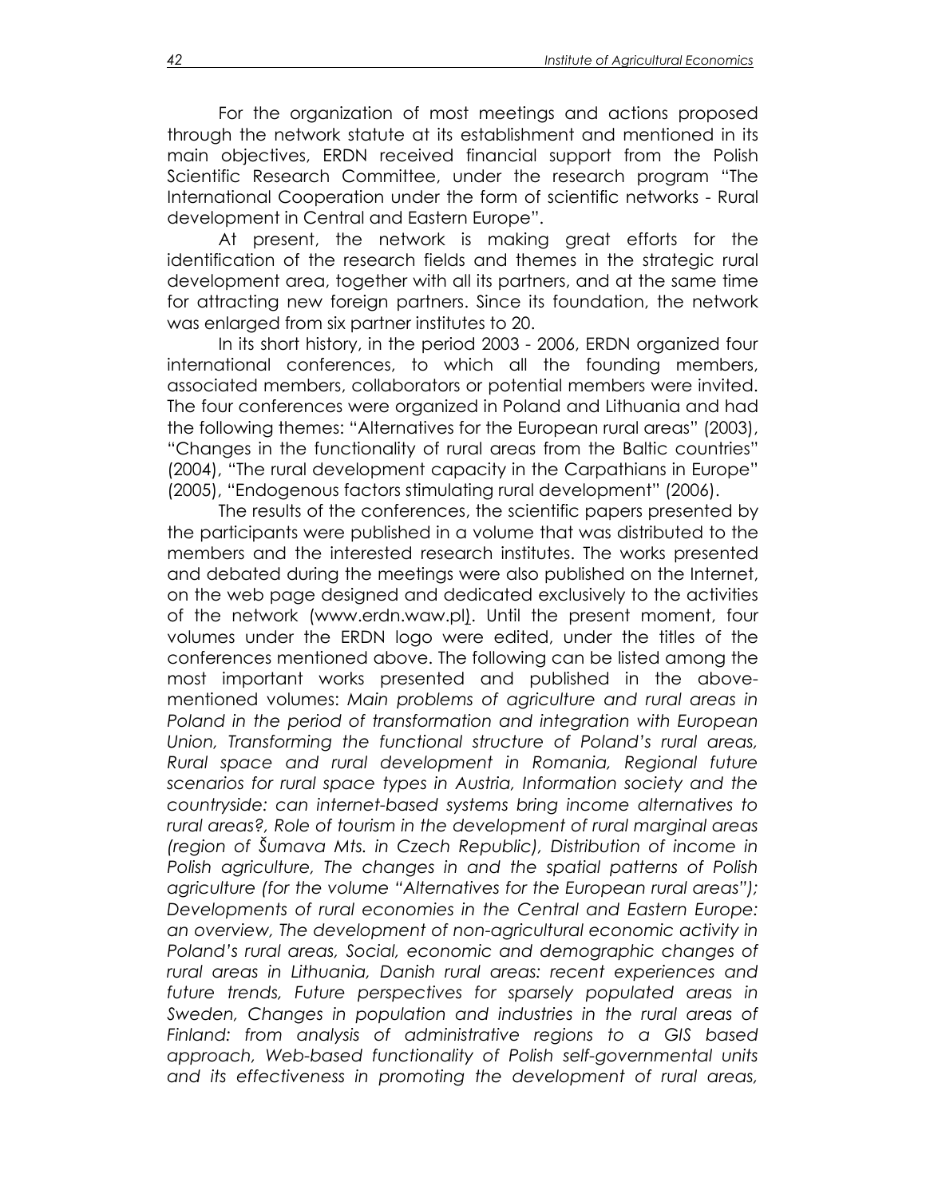For the organization of most meetings and actions proposed through the network statute at its establishment and mentioned in its main objectives, ERDN received financial support from the Polish Scientific Research Committee, under the research program "The International Cooperation under the form of scientific networks - Rural development in Central and Eastern Europe".

At present, the network is making great efforts for the identification of the research fields and themes in the strategic rural development area, together with all its partners, and at the same time for attracting new foreign partners. Since its foundation, the network was enlarged from six partner institutes to 20.

In its short history, in the period 2003 - 2006, ERDN organized four international conferences, to which all the founding members, associated members, collaborators or potential members were invited. The four conferences were organized in Poland and Lithuania and had the following themes: "Alternatives for the European rural areas" (2003), "Changes in the functionality of rural areas from the Baltic countries" (2004), "The rural development capacity in the Carpathians in Europe" (2005), "Endogenous factors stimulating rural development" (2006).

The results of the conferences, the scientific papers presented by the participants were published in a volume that was distributed to the members and the interested research institutes. The works presented and debated during the meetings were also published on the Internet, on the web page designed and dedicated exclusively to the activities of the network (www.erdn.waw.pl). Until the present moment, four volumes under the ERDN logo were edited, under the titles of the conferences mentioned above. The following can be listed among the most important works presented and published in the above-mentioned volumes: *Main problems of agriculture and rural areas in Poland in the period of transformation and integration with European Union, Transforming the functional structure of Poland's rural areas, Rural space and rural development in Romania, Regional future scenarios for rural space types in Austria, Information society and the countryside: can internet-based systems bring income alternatives to rural areas?, Role of tourism in the development of rural marginal areas (region of Šumava Mts. in Czech Republic), Distribution of income in Polish agriculture, The changes in and the spatial patterns of Polish agriculture (for the volume "Alternatives for the European rural areas"); Developments of rural economies in the Central and Eastern Europe: an overview, The development of non-agricultural economic activity in Poland's rural areas, Social, economic and demographic changes of rural areas in Lithuania, Danish rural areas: recent experiences and future trends, Future perspectives for sparsely populated areas in Sweden, Changes in population and industries in the rural areas of Finland: from analysis of administrative regions to a GIS based approach, Web-based functionality of Polish self-governmental units and its effectiveness in promoting the development of rural areas,*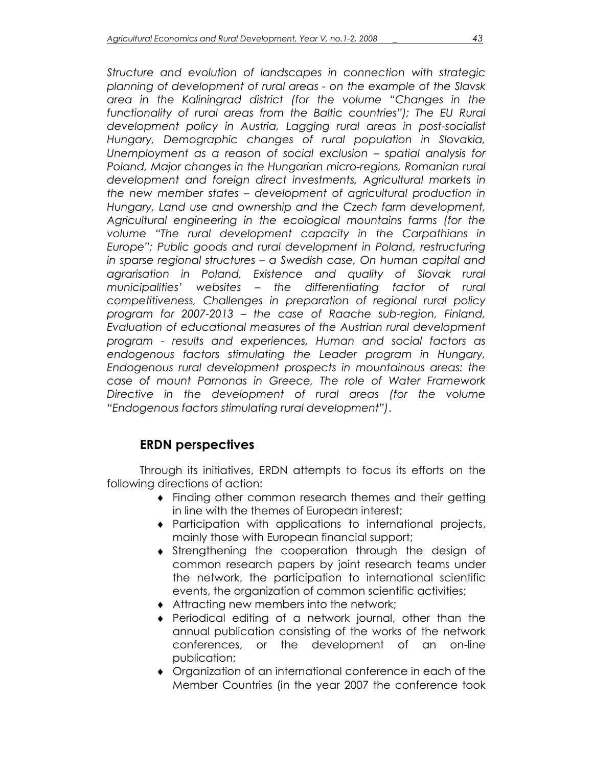*Structure and evolution of landscapes in connection with strategic planning of development of rural areas - on the example of the Slavsk area in the Kaliningrad district (for the volume "Changes in the functionality of rural areas from the Baltic countries"); The EU Rural development policy in Austria, Lagging rural areas in post-socialist Hungary, Demographic changes of rural population in Slovakia, Unemployment as a reason of social exclusion – spatial analysis for Poland, Major changes in the Hungarian micro-regions, Romanian rural development and foreign direct investments, Agricultural markets in the new member states – development of agricultural production in Hungary, Land use and ownership and the Czech farm development, Agricultural engineering in the ecological mountains farms (for the volume "The rural development capacity in the Carpathians in Europe"; Public goods and rural development in Poland, restructuring in sparse regional structures – a Swedish case, On human capital and agrarisation in Poland, Existence and quality of Slovak rural municipalities' websites – the differentiating factor of rural competitiveness, Challenges in preparation of regional rural policy program for 2007-2013 – the case of Raache sub-region, Finland, Evaluation of educational measures of the Austrian rural development program - results and experiences, Human and social factors as endogenous factors stimulating the Leader program in Hungary, Endogenous rural development prospects in mountainous areas: the case of mount Parnonas in Greece, The role of Water Framework Directive in the development of rural areas (for the volume "Endogenous factors stimulating rural development")*.

## ERDN perspectives

Through its initiatives, ERDN attempts to focus its efforts on the following directions of action:

- Finding other common research themes and their getting in line with the themes of European interest;
- Participation with applications to international projects, mainly those with European financial support;
- Strengthening the cooperation through the design of common research papers by joint research teams under the network, the participation to international scientific events, the organization of common scientific activities;
- Attracting new members into the network;
- Periodical editing of a network journal, other than the annual publication consisting of the works of the network conferences, or the development of an on-line publication;
- Organization of an international conference in each of the Member Countries (in the year 2007 the conference took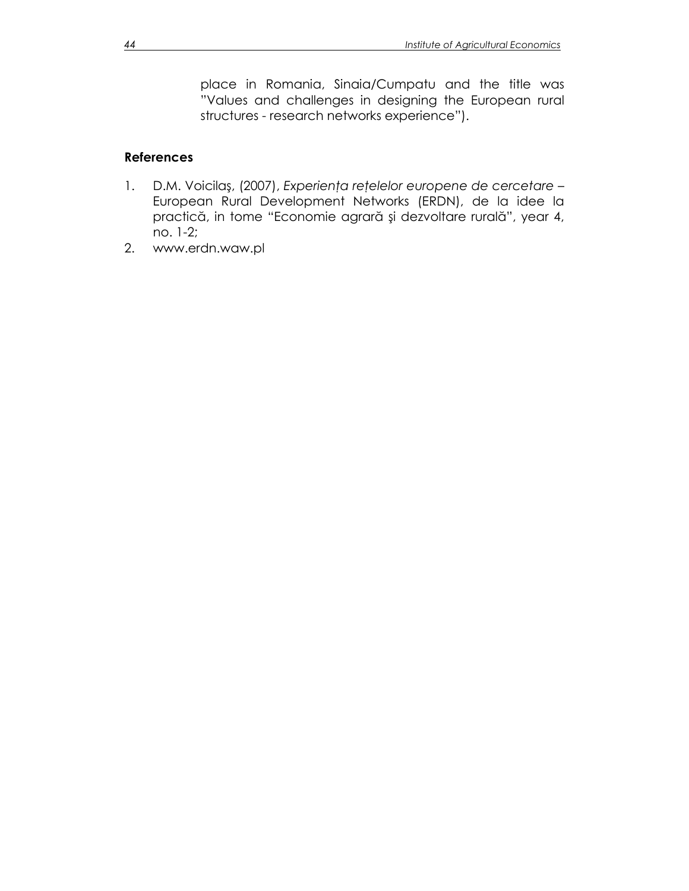place in Romania, Sinaia/Cumpatu and the title was "Values and challenges in designing the European rural structures - research networks experience").

## References

1. D.M. Voicilaş, (2007), *Experienţa reţelelor europene de cercetare* – European Rural Development Networks (ERDN), de la idee la practică, in tome "Economie agrară şi dezvoltare rurală", year 4, no. 1-2;
2. www.erdn.waw.pl